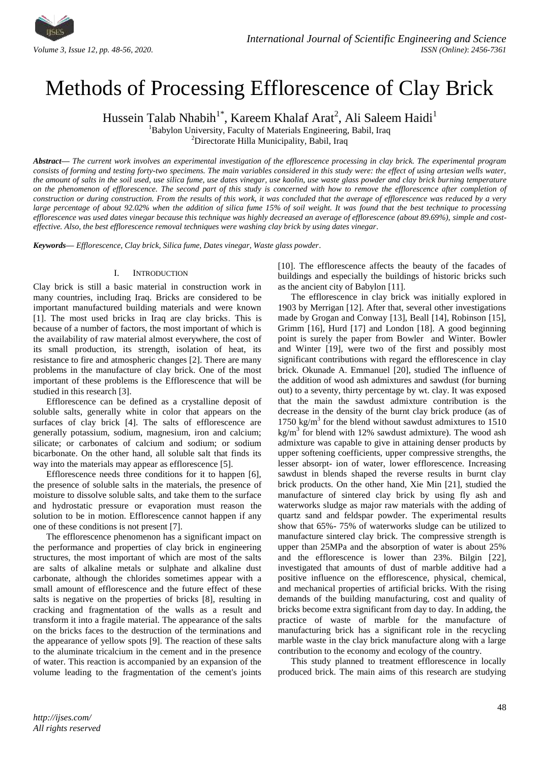# Methods of Processing Efflorescence of Clay Brick

Hussein Talab Nhabih[1*], Kareem Khalaf Arat[2], Ali Saleem Haidi[1]

[1]Babylon University, Faculty of Materials Engineering, Babil, Iraq
[2]Directorate Hilla Municipality, Babil, Iraq

***Abstract***— *The current work involves an experimental investigation of the efflorescence processing in clay brick. The experimental program consists of forming and testing forty-two specimens. The main variables considered in this study were: the effect of using artesian wells water, the amount of salts in the soil used, use silica fume, use dates vinegar, use kaolin, use waste glass powder and clay brick burning temperature on the phenomenon of efflorescence. The second part of this study is concerned with how to remove the efflorescence after completion of construction or during construction. From the results of this work, it was concluded that the average of efflorescence was reduced by a very large percentage of about 92.02% when the addition of silica fume 15% of soil weight. It was found that the best technique to processing efflorescence was used dates vinegar because this technique was highly decreased an average of efflorescence (about 89.69%), simple and cost-effective. Also, the best efflorescence removal techniques were washing clay brick by using dates vinegar.*

***Keywords***— *Efflorescence, Clay brick, Silica fume, Dates vinegar, Waste glass powder.*

## I. Introduction

Clay brick is still a basic material in construction work in many countries, including Iraq. Bricks are considered to be important manufactured building materials and were known [1]. The most used bricks in Iraq are clay bricks. This is because of a number of factors, the most important of which is the availability of raw material almost everywhere, the cost of its small production, its strength, isolation of heat, its resistance to fire and atmospheric changes [2]. There are many problems in the manufacture of clay brick. One of the most important of these problems is the Efflorescence that will be studied in this research [3].

Efflorescence can be defined as a crystalline deposit of soluble salts, generally white in color that appears on the surfaces of clay brick [4]. The salts of efflorescence are generally potassium, sodium, magnesium, iron and calcium; silicate; or carbonates of calcium and sodium; or sodium bicarbonate. On the other hand, all soluble salt that finds its way into the materials may appear as efflorescence [5].

Efflorescence needs three conditions for it to happen [6], the presence of soluble salts in the materials, the presence of moisture to dissolve soluble salts, and take them to the surface and hydrostatic pressure or evaporation must reason the solution to be in motion. Efflorescence cannot happen if any one of these conditions is not present [7].

The efflorescence phenomenon has a significant impact on the performance and properties of clay brick in engineering structures, the most important of which are most of the salts are salts of alkaline metals or sulphate and alkaline dust carbonate, although the chlorides sometimes appear with a small amount of efflorescence and the future effect of these salts is negative on the properties of bricks [8], resulting in cracking and fragmentation of the walls as a result and transform it into a fragile material. The appearance of the salts on the bricks faces to the destruction of the terminations and the appearance of yellow spots [9]. The reaction of these salts to the aluminate tricalcium in the cement and in the presence of water. This reaction is accompanied by an expansion of the volume leading to the fragmentation of the cement's joints [10]. The efflorescence affects the beauty of the facades of buildings and especially the buildings of historic bricks such as the ancient city of Babylon [11].

The efflorescence in clay brick was initially explored in 1903 by Merrigan [12]. After that, several other investigations made by Grogan and Conway [13], Beall [14], Robinson [15], Grimm [16], Hurd [17] and London [18]. A good beginning point is surely the paper from Bowler and Winter. Bowler and Winter [19], were two of the first and possibly most significant contributions with regard the efflorescence in clay brick. Okunade A. Emmanuel [20], studied The influence of the addition of wood ash admixtures and sawdust (for burning out) to a seventy, thirty percentage by wt. clay. It was exposed that the main the sawdust admixture contribution is the decrease in the density of the burnt clay brick produce (as of 1750 kg/m$^3$ for the blend without sawdust admixtures to 1510 kg/m$^3$ for blend with 12% sawdust admixture). The wood ash admixture was capable to give in attaining denser products by upper softening coefficients, upper compressive strengths, the lesser absorpt- ion of water, lower efflorescence. Increasing sawdust in blends shaped the reverse results in burnt clay brick products. On the other hand, Xie Min [21], studied the manufacture of sintered clay brick by using fly ash and waterworks sludge as major raw materials with the adding of quartz sand and feldspar powder. The experimental results show that 65%- 75% of waterworks sludge can be utilized to manufacture sintered clay brick. The compressive strength is upper than 25MPa and the absorption of water is about 25% and the efflorescence is lower than 23%. Bilgin [22], investigated that amounts of dust of marble additive had a positive influence on the efflorescence, physical, chemical, and mechanical properties of artificial bricks. With the rising demands of the building manufacturing, cost and quality of bricks become extra significant from day to day. In adding, the practice of waste of marble for the manufacture of manufacturing brick has a significant role in the recycling marble waste in the clay brick manufacture along with a large contribution to the economy and ecology of the country.

This study planned to treatment efflorescence in locally produced brick. The main aims of this research are studying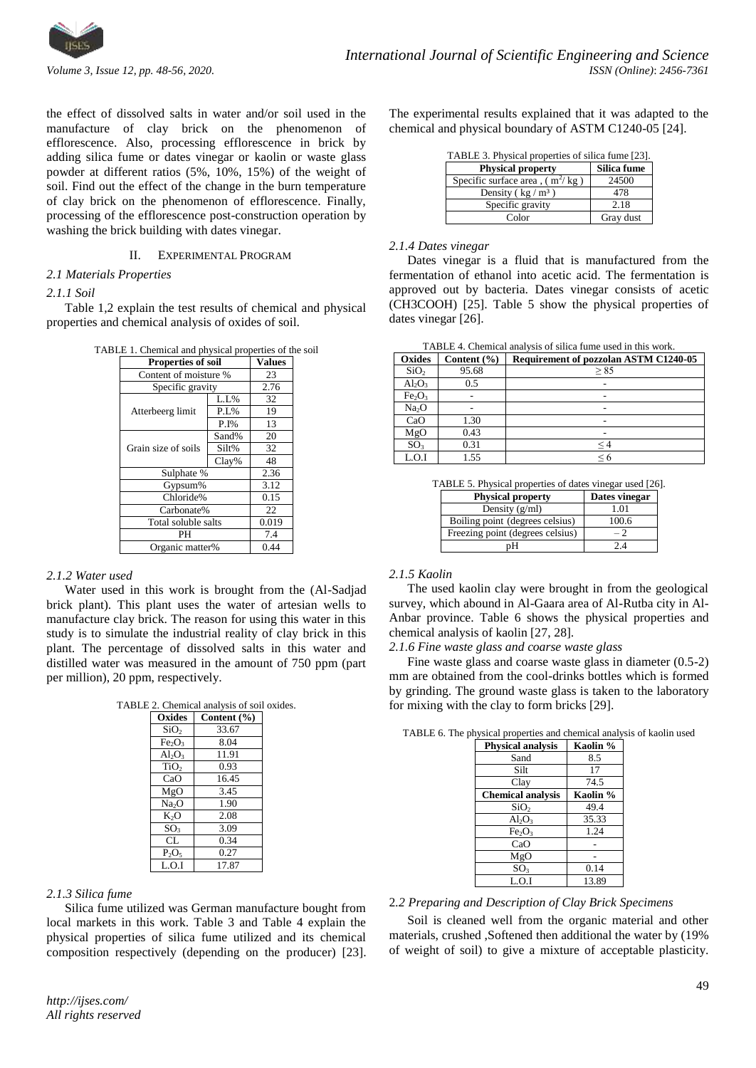the effect of dissolved salts in water and/or soil used in the manufacture of clay brick on the phenomenon of efflorescence. Also, processing efflorescence in brick by adding silica fume or dates vinegar or kaolin or waste glass powder at different ratios (5%, 10%, 15%) of the weight of soil. Find out the effect of the change in the burn temperature of clay brick on the phenomenon of efflorescence. Finally, processing of the efflorescence post-construction operation by washing the brick building with dates vinegar.

## II. Experimental Program

### *2.1 Materials Properties*

#### *2.1.1 Soil*

Table 1,2 explain the test results of chemical and physical properties and chemical analysis of oxides of soil.

TABLE 1. Chemical and physical properties of the soil

| Properties of soil | | Values |
|---|---|---|
| Content of moisture % | | 23 |
| Specific gravity | | 2.76 |
| Atterbeerg limit | L.L% | 32 |
| | P.L% | 19 |
| | P.I% | 13 |
| Grain size of soils | Sand% | 20 |
| | Silt% | 32 |
| | Clay% | 48 |
| Sulphate % | | 2.36 |
| Gypsum% | | 3.12 |
| Chloride% | | 0.15 |
| Carbonate% | | 22 |
| Total soluble salts | | 0.019 |
| PH | | 7.4 |
| Organic matter% | | 0.44 |

#### *2.1.2 Water used*

Water used in this work is brought from the (Al-Sadjad brick plant). This plant uses the water of artesian wells to manufacture clay brick. The reason for using this water in this study is to simulate the industrial reality of clay brick in this plant. The percentage of dissolved salts in this water and distilled water was measured in the amount of 750 ppm (part per million), 20 ppm, respectively.

TABLE 2. Chemical analysis of soil oxides.

| Oxides | Content (%) |
|---|---|
| $SiO_2$ | 33.67 |
| $Fe_2O_3$ | 8.04 |
| $Al_2O_3$ | 11.91 |
| $TiO_2$ | 0.93 |
| CaO | 16.45 |
| MgO | 3.45 |
| $Na_2O$ | 1.90 |
| $K_2O$ | 2.08 |
| $SO_3$ | 3.09 |
| CL | 0.34 |
| $P_2O_5$ | 0.27 |
| L.O.I | 17.87 |

#### *2.1.3 Silica fume*

Silica fume utilized was German manufacture bought from local markets in this work. Table 3 and Table 4 explain the physical properties of silica fume utilized and its chemical composition respectively (depending on the producer) [23]. The experimental results explained that it was adapted to the chemical and physical boundary of ASTM C1240-05 [24].

TABLE 3. Physical properties of silica fume [23].

| Physical property | Silica fume |
|---|---|
| Specific surface area , ( $m^2$/ kg ) | 24500 |
| Density ( kg / $m^3$ ) | 478 |
| Specific gravity | 2.18 |
| Color | Gray dust |

#### *2.1.4 Dates vinegar*

Dates vinegar is a fluid that is manufactured from the fermentation of ethanol into acetic acid. The fermentation is approved out by bacteria. Dates vinegar consists of acetic (CH3COOH) [25]. Table 5 show the physical properties of dates vinegar [26].

TABLE 4. Chemical analysis of silica fume used in this work.

| Oxides | Content (%) | Requirement of pozzolan ASTM C1240-05 |
|---|---|---|
| $SiO_2$ | 95.68 | ≥ 85 |
| $Al_2O_3$ | 0.5 | - |
| $Fe_2O_3$ | - | - |
| $Na_2O$ | - | - |
| CaO | 1.30 | - |
| MgO | 0.43 | - |
| $SO_3$ | 0.31 | ≤ 4 |
| L.O.I | 1.55 | ≤ 6 |

TABLE 5. Physical properties of dates vinegar used [26].

| Physical property | Dates vinegar |
|---|---|
| Density (g/ml) | 1.01 |
| Boiling point (degrees celsius) | 100.6 |
| Freezing point (degrees celsius) | – 2 |
| pH | 2.4 |

#### *2.1.5 Kaolin*

The used kaolin clay were brought in from the geological survey, which abound in Al-Gaara area of Al-Rutba city in Al-Anbar province. Table 6 shows the physical properties and chemical analysis of kaolin [27, 28].

#### *2.1.6 Fine waste glass and coarse waste glass*

Fine waste glass and coarse waste glass in diameter (0.5-2) mm are obtained from the cool-drinks bottles which is formed by grinding. The ground waste glass is taken to the laboratory for mixing with the clay to form bricks [29].

TABLE 6. The physical properties and chemical analysis of kaolin used

| Physical analysis | Kaolin % |
|---|---|
| Sand | 8.5 |
| Silt | 17 |
| Clay | 74.5 |
| **Chemical analysis** | **Kaolin %** |
| $SiO_2$ | 49.4 |
| $Al_2O_3$ | 35.33 |
| $Fe_2O_3$ | 1.24 |
| CaO | - |
| MgO | - |
| $SO_3$ | 0.14 |
| L.O.I | 13.89 |

### *2.2 Preparing and Description of Clay Brick Specimens*

Soil is cleaned well from the organic material and other materials, crushed ,Softened then additional the water by (19% of weight of soil) to give a mixture of acceptable plasticity.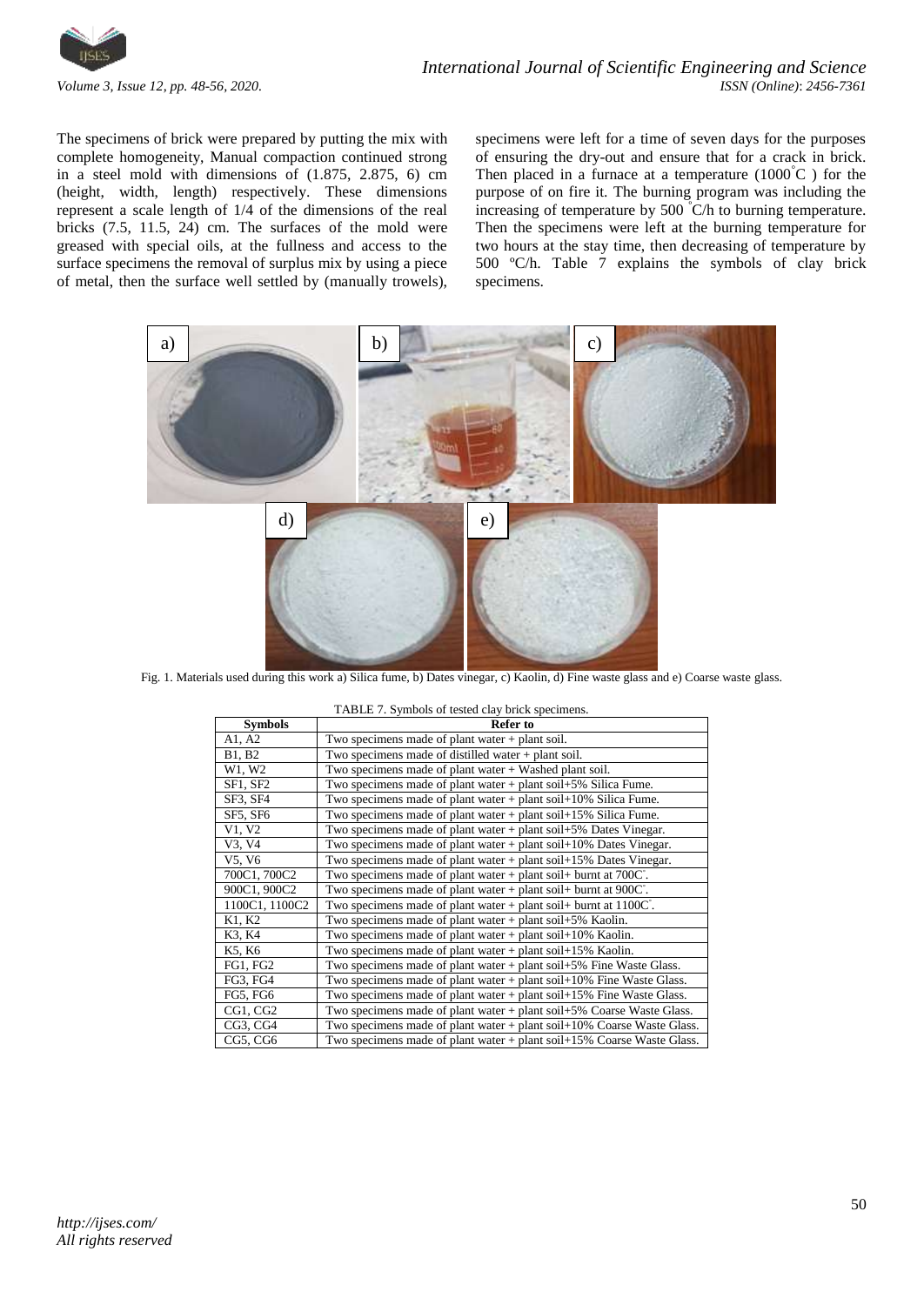The specimens of brick were prepared by putting the mix with complete homogeneity, Manual compaction continued strong in a steel mold with dimensions of (1.875, 2.875, 6) cm (height, width, length) respectively. These dimensions represent a scale length of 1/4 of the dimensions of the real bricks (7.5, 11.5, 24) cm. The surfaces of the mold were greased with special oils, at the fullness and access to the surface specimens the removal of surplus mix by using a piece of metal, then the surface well settled by (manually trowels), specimens were left for a time of seven days for the purposes of ensuring the dry-out and ensure that for a crack in brick. Then placed in a furnace at a temperature (1000 ˚C ) for the purpose of on fire it. The burning program was including the increasing of temperature by 500 ˚C/h to burning temperature. Then the specimens were left at the burning temperature for two hours at the stay time, then decreasing of temperature by 500 ºC/h. Table 7 explains the symbols of clay brick specimens.

Fig. 1. Materials used during this work a) Silica fume, b) Dates vinegar, c) Kaolin, d) Fine waste glass and e) Coarse waste glass.

TABLE 7. Symbols of tested clay brick specimens.

| Symbols | Refer to |
|---|---|
| A1, A2 | Two specimens made of plant water + plant soil. |
| B1, B2 | Two specimens made of distilled water + plant soil. |
| W1, W2 | Two specimens made of plant water + Washed plant soil. |
| SF1, SF2 | Two specimens made of plant water + plant soil+5% Silica Fume. |
| SF3, SF4 | Two specimens made of plant water + plant soil+10% Silica Fume. |
| SF5, SF6 | Two specimens made of plant water + plant soil+15% Silica Fume. |
| V1, V2 | Two specimens made of plant water + plant soil+5% Dates Vinegar. |
| V3, V4 | Two specimens made of plant water + plant soil+10% Dates Vinegar. |
| V5, V6 | Two specimens made of plant water + plant soil+15% Dates Vinegar. |
| 700C1, 700C2 | Two specimens made of plant water + plant soil+ burnt at 700C˚. |
| 900C1, 900C2 | Two specimens made of plant water + plant soil+ burnt at 900C˚. |
| 1100C1, 1100C2 | Two specimens made of plant water + plant soil+ burnt at 1100C˚. |
| K1, K2 | Two specimens made of plant water + plant soil+5% Kaolin. |
| K3, K4 | Two specimens made of plant water + plant soil+10% Kaolin. |
| K5, K6 | Two specimens made of plant water + plant soil+15% Kaolin. |
| FG1, FG2 | Two specimens made of plant water + plant soil+5% Fine Waste Glass. |
| FG3, FG4 | Two specimens made of plant water + plant soil+10% Fine Waste Glass. |
| FG5, FG6 | Two specimens made of plant water + plant soil+15% Fine Waste Glass. |
| CG1, CG2 | Two specimens made of plant water + plant soil+5% Coarse Waste Glass. |
| CG3, CG4 | Two specimens made of plant water + plant soil+10% Coarse Waste Glass. |
| CG5, CG6 | Two specimens made of plant water + plant soil+15% Coarse Waste Glass. |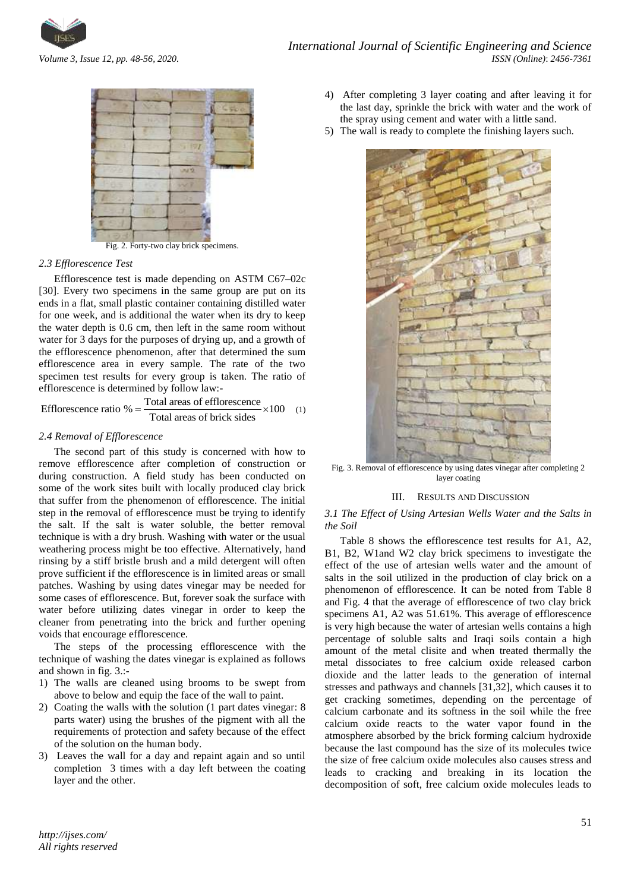Fig. 2. Forty-two clay brick specimens.

### 2.3 Efflorescence Test

Efflorescence test is made depending on ASTM C67–02c [30]. Every two specimens in the same group are put on its ends in a flat, small plastic container containing distilled water for one week, and is additional the water when its dry to keep the water depth is 0.6 cm, then left in the same room without water for 3 days for the purposes of drying up, and a growth of the efflorescence phenomenon, after that determined the sum efflorescence area in every sample. The rate of the two specimen test results for every group is taken. The ratio of efflorescence is determined by follow law:-

$$\text{Efflorescence ratio } \% = \frac{\text{Total areas of efflorescence}}{\text{Total areas of brick sides}} \times 100 \quad (1)$$

### 2.4 Removal of Efflorescence

The second part of this study is concerned with how to remove efflorescence after completion of construction or during construction. A field study has been conducted on some of the work sites built with locally produced clay brick that suffer from the phenomenon of efflorescence. The initial step in the removal of efflorescence must be trying to identify the salt. If the salt is water soluble, the better removal technique is with a dry brush. Washing with water or the usual weathering process might be too effective. Alternatively, hand rinsing by a stiff bristle brush and a mild detergent will often prove sufficient if the efflorescence is in limited areas or small patches. Washing by using dates vinegar may be needed for some cases of efflorescence. But, forever soak the surface with water before utilizing dates vinegar in order to keep the cleaner from penetrating into the brick and further opening voids that encourage efflorescence.

The steps of the processing efflorescence with the technique of washing the dates vinegar is explained as follows and shown in fig. 3.:-

1) The walls are cleaned using brooms to be swept from above to below and equip the face of the wall to paint.
2) Coating the walls with the solution (1 part dates vinegar: 8 parts water) using the brushes of the pigment with all the requirements of protection and safety because of the effect of the solution on the human body.
3) Leaves the wall for a day and repaint again and so until completion 3 times with a day left between the coating layer and the other.
4) After completing 3 layer coating and after leaving it for the last day, sprinkle the brick with water and the work of the spray using cement and water with a little sand.
5) The wall is ready to complete the finishing layers such.

Fig. 3. Removal of efflorescence by using dates vinegar after completing 2 layer coating

## III. Results and Discussion

### 3.1 The Effect of Using Artesian Wells Water and the Salts in the Soil

Table 8 shows the efflorescence test results for A1, A2, B1, B2, W1and W2 clay brick specimens to investigate the effect of the use of artesian wells water and the amount of salts in the soil utilized in the production of clay brick on a phenomenon of efflorescence. It can be noted from Table 8 and Fig. 4 that the average of efflorescence of two clay brick specimens A1, A2 was 51.61%. This average of efflorescence is very high because the water of artesian wells contains a high percentage of soluble salts and Iraqi soils contain a high amount of the metal clisite and when treated thermally the metal dissociates to free calcium oxide released carbon dioxide and the latter leads to the generation of internal stresses and pathways and channels [31,32], which causes it to get cracking sometimes, depending on the percentage of calcium carbonate and its softness in the soil while the free calcium oxide reacts to the water vapor found in the atmosphere absorbed by the brick forming calcium hydroxide because the last compound has the size of its molecules twice the size of free calcium oxide molecules also causes stress and leads to cracking and breaking in its location the decomposition of soft, free calcium oxide molecules leads to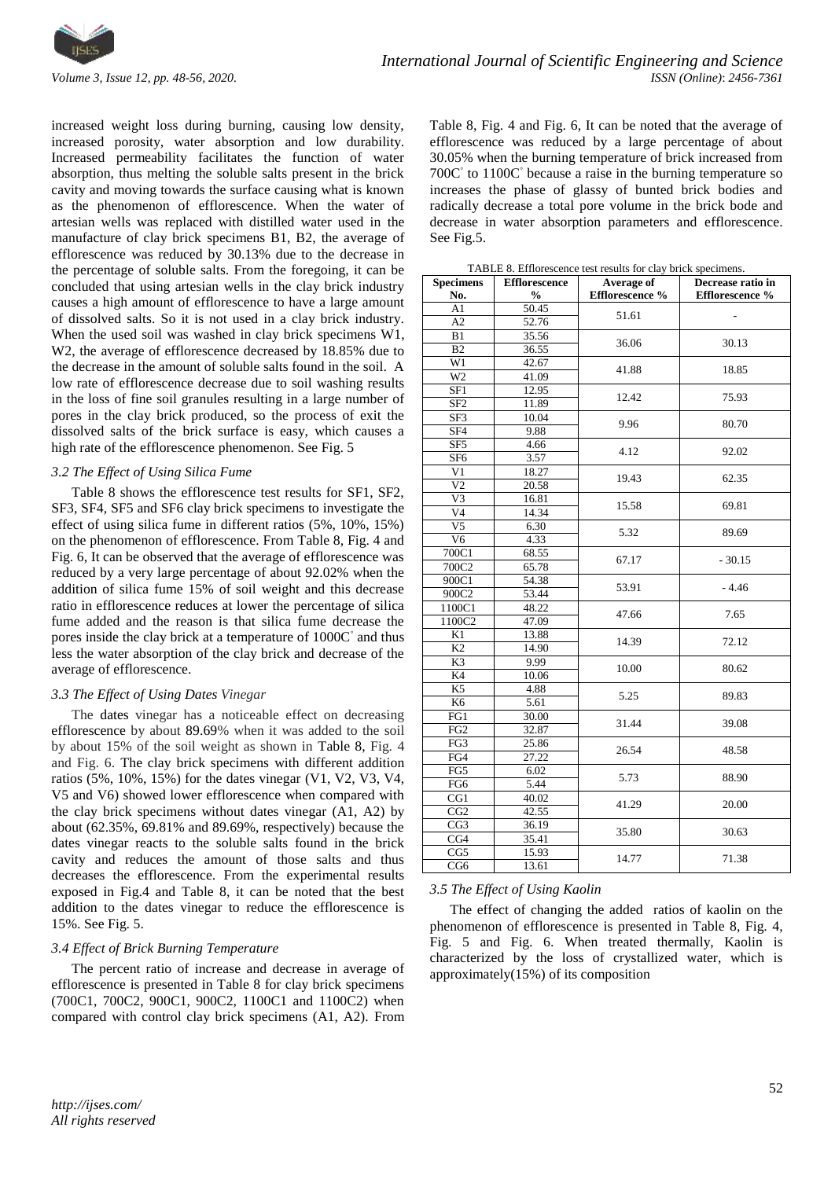increased weight loss during burning, causing low density, increased porosity, water absorption and low durability. Increased permeability facilitates the function of water absorption, thus melting the soluble salts present in the brick cavity and moving towards the surface causing what is known as the phenomenon of efflorescence. When the water of artesian wells was replaced with distilled water used in the manufacture of clay brick specimens B1, B2, the average of efflorescence was reduced by 30.13% due to the decrease in the percentage of soluble salts. From the foregoing, it can be concluded that using artesian wells in the clay brick industry causes a high amount of efflorescence to have a large amount of dissolved salts. So it is not used in a clay brick industry. When the used soil was washed in clay brick specimens W1, W2, the average of efflorescence decreased by 18.85% due to the decrease in the amount of soluble salts found in the soil. A low rate of efflorescence decrease due to soil washing results in the loss of fine soil granules resulting in a large number of pores in the clay brick produced, so the process of exit the dissolved salts of the brick surface is easy, which causes a high rate of the efflorescence phenomenon. See Fig. 5

### *3.2 The Effect of Using Silica Fume*

Table 8 shows the efflorescence test results for SF1, SF2, SF3, SF4, SF5 and SF6 clay brick specimens to investigate the effect of using silica fume in different ratios (5%, 10%, 15%) on the phenomenon of efflorescence. From Table 8, Fig. 4 and Fig. 6, It can be observed that the average of efflorescence was reduced by a very large percentage of about 92.02% when the addition of silica fume 15% of soil weight and this decrease ratio in efflorescence reduces at lower the percentage of silica fume added and the reason is that silica fume decrease the pores inside the clay brick at a temperature of 1000C° and thus less the water absorption of the clay brick and decrease of the average of efflorescence.

### *3.3 The Effect of Using Dates Vinegar*

The dates vinegar has a noticeable effect on decreasing efflorescence by about 89.69% when it was added to the soil by about 15% of the soil weight as shown in Table 8, Fig. 4 and Fig. 6. The clay brick specimens with different addition ratios (5%, 10%, 15%) for the dates vinegar (V1, V2, V3, V4, V5 and V6) showed lower efflorescence when compared with the clay brick specimens without dates vinegar (A1, A2) by about (62.35%, 69.81% and 89.69%, respectively) because the dates vinegar reacts to the soluble salts found in the brick cavity and reduces the amount of those salts and thus decreases the efflorescence. From the experimental results exposed in Fig.4 and Table 8, it can be noted that the best addition to the dates vinegar to reduce the efflorescence is 15%. See Fig. 5.

### *3.4 Effect of Brick Burning Temperature*

The percent ratio of increase and decrease in average of efflorescence is presented in Table 8 for clay brick specimens (700C1, 700C2, 900C1, 900C2, 1100C1 and 1100C2) when compared with control clay brick specimens (A1, A2). From Table 8, Fig. 4 and Fig. 6, It can be noted that the average of efflorescence was reduced by a large percentage of about 30.05% when the burning temperature of brick increased from 700C° to 1100C° because a raise in the burning temperature so increases the phase of glassy of bunted brick bodies and radically decrease a total pore volume in the brick bode and decrease in water absorption parameters and efflorescence. See Fig.5.

TABLE 8. Efflorescence test results for clay brick specimens.

| Specimens No. | Efflorescence % | Average of Efflorescence % | Decrease ratio in Efflorescence % |
|---|---|---|---|
| A1 | 50.45 | 51.61 | - |
| A2 | 52.76 | | |
| B1 | 35.56 | 36.06 | 30.13 |
| B2 | 36.55 | | |
| W1 | 42.67 | 41.88 | 18.85 |
| W2 | 41.09 | | |
| SF1 | 12.95 | 12.42 | 75.93 |
| SF2 | 11.89 | | |
| SF3 | 10.04 | 9.96 | 80.70 |
| SF4 | 9.88 | | |
| SF5 | 4.66 | 4.12 | 92.02 |
| SF6 | 3.57 | | |
| V1 | 18.27 | 19.43 | 62.35 |
| V2 | 20.58 | | |
| V3 | 16.81 | 15.58 | 69.81 |
| V4 | 14.34 | | |
| V5 | 6.30 | 5.32 | 89.69 |
| V6 | 4.33 | | |
| 700C1 | 68.55 | 67.17 | - 30.15 |
| 700C2 | 65.78 | | |
| 900C1 | 54.38 | 53.91 | - 4.46 |
| 900C2 | 53.44 | | |
| 1100C1 | 48.22 | 47.66 | 7.65 |
| 1100C2 | 47.09 | | |
| K1 | 13.88 | 14.39 | 72.12 |
| K2 | 14.90 | | |
| K3 | 9.99 | 10.00 | 80.62 |
| K4 | 10.06 | | |
| K5 | 4.88 | 5.25 | 89.83 |
| K6 | 5.61 | | |
| FG1 | 30.00 | 31.44 | 39.08 |
| FG2 | 32.87 | | |
| FG3 | 25.86 | 26.54 | 48.58 |
| FG4 | 27.22 | | |
| FG5 | 6.02 | 5.73 | 88.90 |
| FG6 | 5.44 | | |
| CG1 | 40.02 | 41.29 | 20.00 |
| CG2 | 42.55 | | |
| CG3 | 36.19 | 35.80 | 30.63 |
| CG4 | 35.41 | | |
| CG5 | 15.93 | 14.77 | 71.38 |
| CG6 | 13.61 | | |

### *3.5 The Effect of Using Kaolin*

The effect of changing the added ratios of kaolin on the phenomenon of efflorescence is presented in Table 8, Fig. 4, Fig. 5 and Fig. 6. When treated thermally, Kaolin is characterized by the loss of crystallized water, which is approximately(15%) of its composition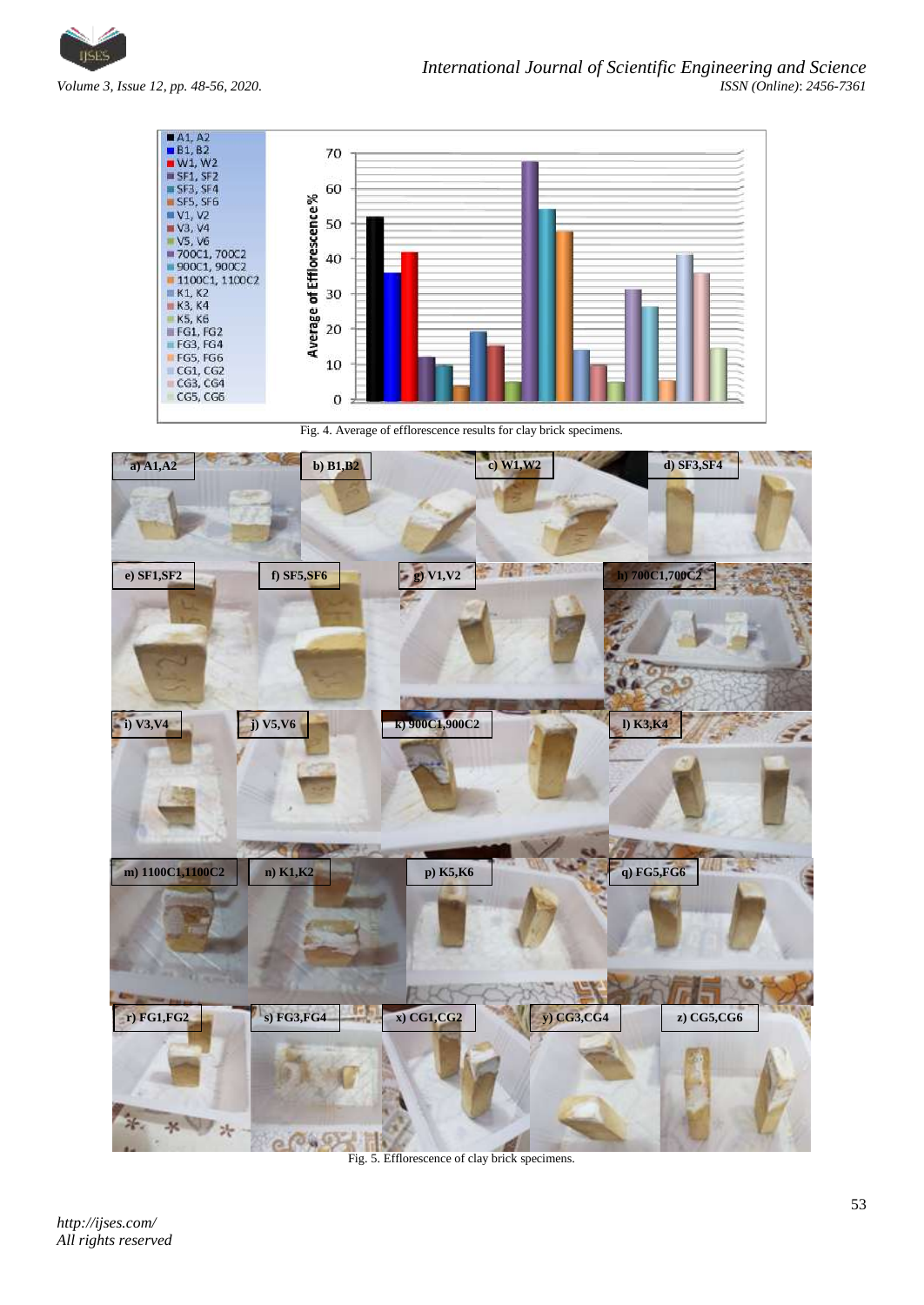Fig. 4. Average of efflorescence results for clay brick specimens.

Fig. 5. Efflorescence of clay brick specimens.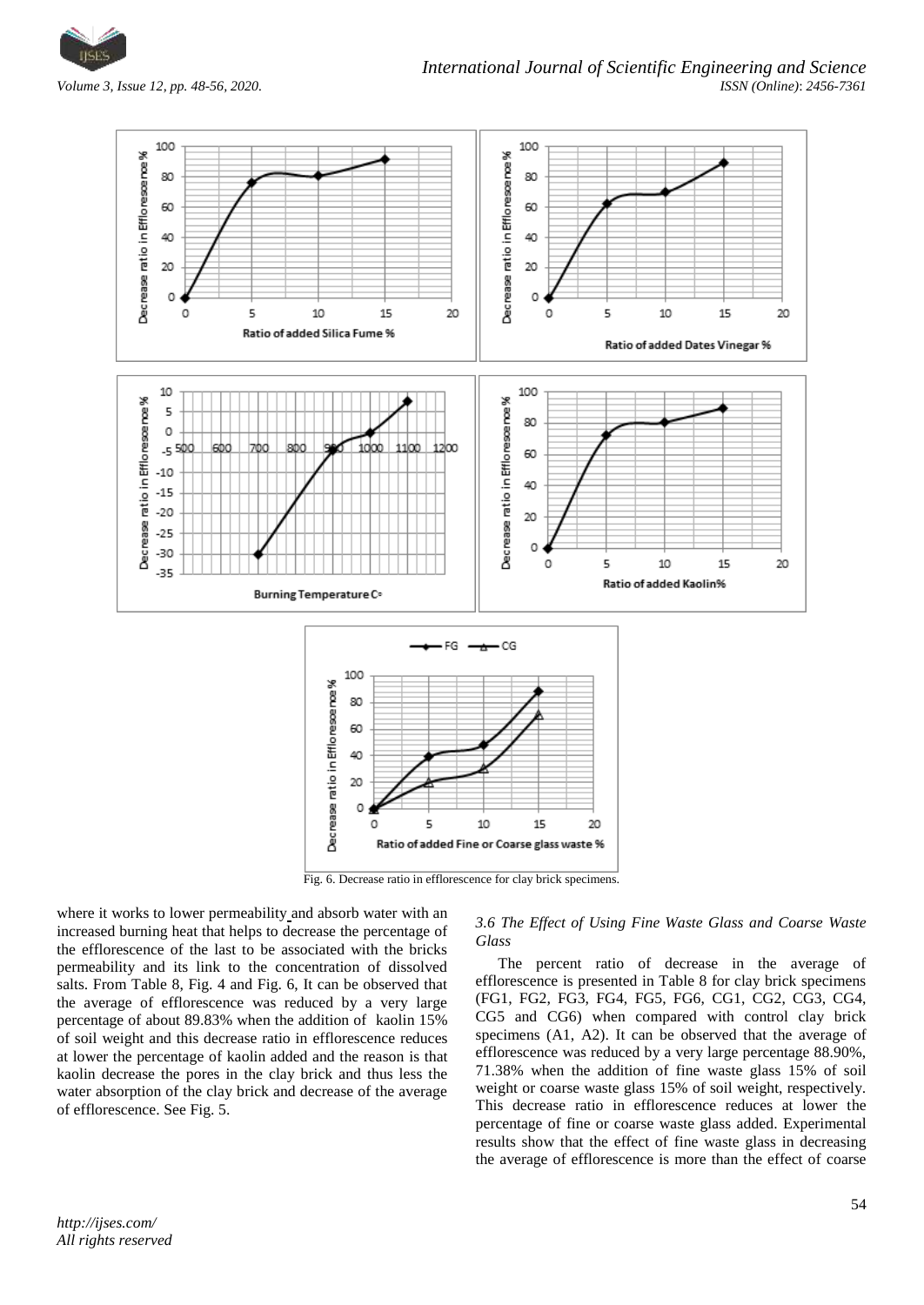Fig. 6. Decrease ratio in efflorescence for clay brick specimens.

where it works to lower permeability and absorb water with an increased burning heat that helps to decrease the percentage of the efflorescence of the last to be associated with the bricks permeability and its link to the concentration of dissolved salts. From Table 8, Fig. 4 and Fig. 6, It can be observed that the average of efflorescence was reduced by a very large percentage of about 89.83% when the addition of kaolin 15% of soil weight and this decrease ratio in efflorescence reduces at lower the percentage of kaolin added and the reason is that kaolin decrease the pores in the clay brick and thus less the water absorption of the clay brick and decrease of the average of efflorescence. See Fig. 5.

### *3.6 The Effect of Using Fine Waste Glass and Coarse Waste Glass*

The percent ratio of decrease in the average of efflorescence is presented in Table 8 for clay brick specimens (FG1, FG2, FG3, FG4, FG5, FG6, CG1, CG2, CG3, CG4, CG5 and CG6) when compared with control clay brick specimens (A1, A2). It can be observed that the average of efflorescence was reduced by a very large percentage 88.90%, 71.38% when the addition of fine waste glass 15% of soil weight or coarse waste glass 15% of soil weight, respectively. This decrease ratio in efflorescence reduces at lower the percentage of fine or coarse waste glass added. Experimental results show that the effect of fine waste glass in decreasing the average of efflorescence is more than the effect of coarse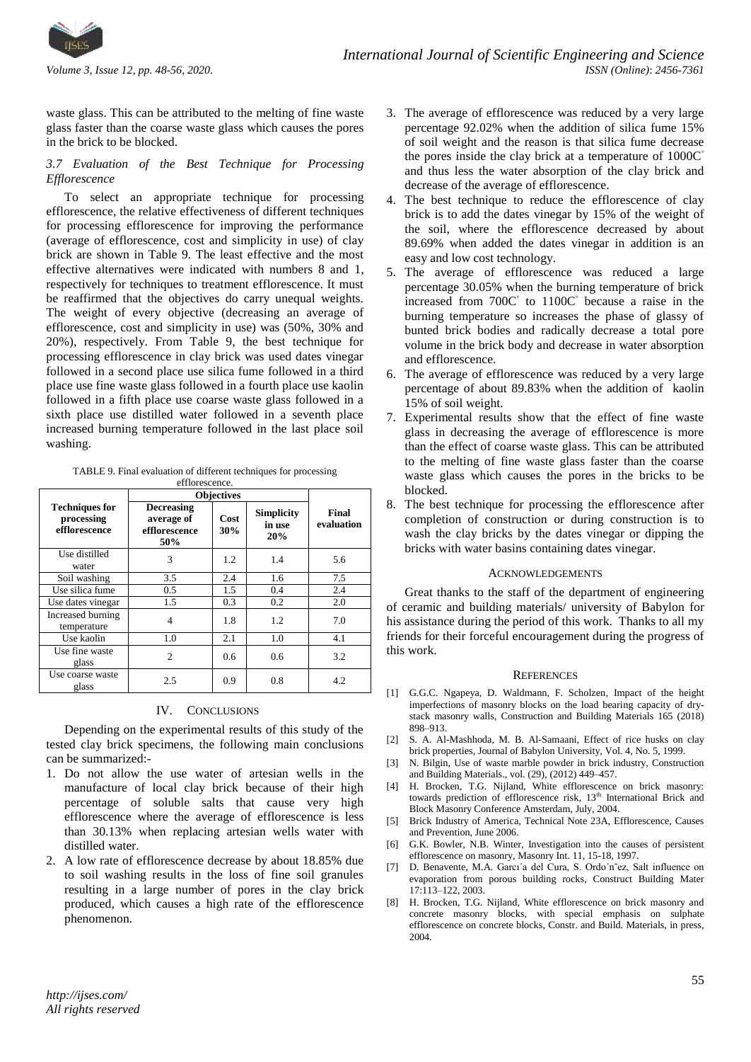waste glass. This can be attributed to the melting of fine waste glass faster than the coarse waste glass which causes the pores in the brick to be blocked.

### *3.7 Evaluation of the Best Technique for Processing Efflorescence*

To select an appropriate technique for processing efflorescence, the relative effectiveness of different techniques for processing efflorescence for improving the performance (average of efflorescence, cost and simplicity in use) of clay brick are shown in Table 9. The least effective and the most effective alternatives were indicated with numbers 8 and 1, respectively for techniques to treatment efflorescence. It must be reaffirmed that the objectives do carry unequal weights. The weight of every objective (decreasing an average of efflorescence, cost and simplicity in use) was (50%, 30% and 20%), respectively. From Table 9, the best technique for processing efflorescence in clay brick was used dates vinegar followed in a second place use silica fume followed in a third place use fine waste glass followed in a fourth place use kaolin followed in a fifth place use coarse waste glass followed in a sixth place use distilled water followed in a seventh place increased burning temperature followed in the last place soil washing.

TABLE 9. Final evaluation of different techniques for processing efflorescence.

| Techniques for processing efflorescence | Objectives | | | Final evaluation |
|---|---|---|---|---|
| | Decreasing average of efflorescence 50% | Cost 30% | Simplicity in use 20% | |
| Use distilled water | 3 | 1.2 | 1.4 | 5.6 |
| Soil washing | 3.5 | 2.4 | 1.6 | 7.5 |
| Use silica fume | 0.5 | 1.5 | 0.4 | 2.4 |
| Use dates vinegar | 1.5 | 0.3 | 0.2 | 2.0 |
| Increased burning temperature | 4 | 1.8 | 1.2 | 7.0 |
| Use kaolin | 1.0 | 2.1 | 1.0 | 4.1 |
| Use fine waste glass | 2 | 0.6 | 0.6 | 3.2 |
| Use coarse waste glass | 2.5 | 0.9 | 0.8 | 4.2 |

## IV. CONCLUSIONS

Depending on the experimental results of this study of the tested clay brick specimens, the following main conclusions can be summarized:-

1. Do not allow the use water of artesian wells in the manufacture of local clay brick because of their high percentage of soluble salts that cause very high efflorescence where the average of efflorescence is less than 30.13% when replacing artesian wells water with distilled water.
2. A low rate of efflorescence decrease by about 18.85% due to soil washing results in the loss of fine soil granules resulting in a large number of pores in the clay brick produced, which causes a high rate of the efflorescence phenomenon.
3. The average of efflorescence was reduced by a very large percentage 92.02% when the addition of silica fume 15% of soil weight and the reason is that silica fume decrease the pores inside the clay brick at a temperature of 1000C° and thus less the water absorption of the clay brick and decrease of the average of efflorescence.
4. The best technique to reduce the efflorescence of clay brick is to add the dates vinegar by 15% of the weight of the soil, where the efflorescence decreased by about 89.69% when added the dates vinegar in addition is an easy and low cost technology.
5. The average of efflorescence was reduced a large percentage 30.05% when the burning temperature of brick increased from 700C° to 1100C° because a raise in the burning temperature so increases the phase of glassy of bunted brick bodies and radically decrease a total pore volume in the brick body and decrease in water absorption and efflorescence.
6. The average of efflorescence was reduced by a very large percentage of about 89.83% when the addition of kaolin 15% of soil weight.
7. Experimental results show that the effect of fine waste glass in decreasing the average of efflorescence is more than the effect of coarse waste glass. This can be attributed to the melting of fine waste glass faster than the coarse waste glass which causes the pores in the bricks to be blocked.
8. The best technique for processing the efflorescence after completion of construction or during construction is to wash the clay bricks by the dates vinegar or dipping the bricks with water basins containing dates vinegar.

## ACKNOWLEDGEMENTS

Great thanks to the staff of the department of engineering of ceramic and building materials/ university of Babylon for his assistance during the period of this work. Thanks to all my friends for their forceful encouragement during the progress of this work.

## REFERENCES

[1] G.G.C. Ngapeya, D. Waldmann, F. Scholzen, Impact of the height imperfections of masonry blocks on the load bearing capacity of dry-stack masonry walls, Construction and Building Materials 165 (2018) 898–913.

[2] S. A. Al-Mashhoda, M. B. Al-Samaani, Effect of rice husks on clay brick properties, Journal of Babylon University, Vol. 4, No. 5, 1999.

[3] N. Bilgin, Use of waste marble powder in brick industry, Construction and Building Materials., vol. (29), (2012) 449–457.

[4] H. Brocken, T.G. Nijland, White efflorescence on brick masonry: towards prediction of efflorescence risk, 13th International Brick and Block Masonry Conference Amsterdam, July, 2004.

[5] Brick Industry of America, Technical Note 23A, Efflorescence, Causes and Prevention, June 2006.

[6] G.K. Bowler, N.B. Winter, Investigation into the causes of persistent efflorescence on masonry, Masonry Int. 11, 15-18, 1997.

[7] D. Benavente, M.A. Garcı´a del Cura, S. Ordo´n˜ez, Salt influence on evaporation from porous building rocks, Construct Building Mater 17:113–122, 2003.

[8] H. Brocken, T.G. Nijland, White efflorescence on brick masonry and concrete masonry blocks, with special emphasis on sulphate efflorescence on concrete blocks, Constr. and Build. Materials, in press, 2004.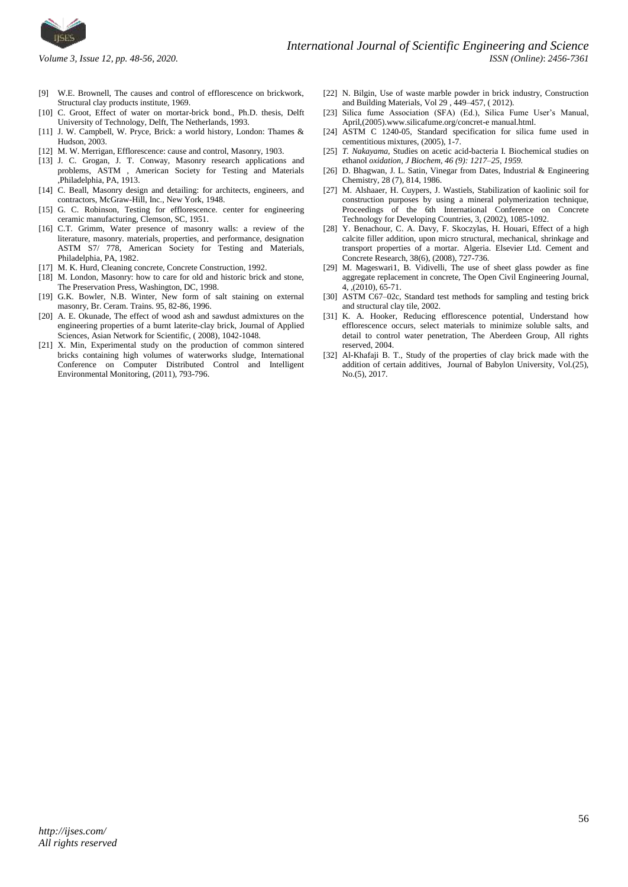[9] W.E. Brownell, The causes and control of efflorescence on brickwork, Structural clay products institute, 1969.

[10] C. Groot, Effect of water on mortar-brick bond., Ph.D. thesis, Delft University of Technology, Delft, The Netherlands, 1993.

[11] J. W. Campbell, W. Pryce, Brick: a world history, London: Thames & Hudson, 2003.

[12] M. W. Merrigan, Efflorescence: cause and control, Masonry, 1903.

[13] J. C. Grogan, J. T. Conway, Masonry research applications and problems, ASTM , American Society for Testing and Materials ,Philadelphia, PA, 1913.

[14] C. Beall, Masonry design and detailing: for architects, engineers, and contractors, McGraw-Hill, Inc., New York, 1948.

[15] G. C. Robinson, Testing for efflorescence. center for engineering ceramic manufacturing, Clemson, SC, 1951.

[16] C.T. Grimm, Water presence of masonry walls: a review of the literature, masonry. materials, properties, and performance, designation ASTM S7/ 778, American Society for Testing and Materials, Philadelphia, PA, 1982.

[17] M. K. Hurd, Cleaning concrete, Concrete Construction, 1992.

[18] M. London, Masonry: how to care for old and historic brick and stone, The Preservation Press, Washington, DC, 1998.

[19] G.K. Bowler, N.B. Winter, New form of salt staining on external masonry, Br. Ceram. Trains. 95, 82-86, 1996.

[20] A. E. Okunade, The effect of wood ash and sawdust admixtures on the engineering properties of a burnt laterite-clay brick, Journal of Applied Sciences, Asian Network for Scientific, ( 2008), 1042-1048.

[21] X. Min, Experimental study on the production of common sintered bricks containing high volumes of waterworks sludge, International Conference on Computer Distributed Control and Intelligent Environmental Monitoring, (2011), 793-796.

[22] N. Bilgin, Use of waste marble powder in brick industry, Construction and Building Materials, Vol 29 , 449–457, ( 2012).

[23] Silica fume Association (SFA) (Ed.), Silica Fume User's Manual, April,(2005).www.silicafume.org/concret-e manual.html.

[24] ASTM C 1240-05, Standard specification for silica fume used in cementitious mixtures, (2005), 1-7.

[25] *T. Nakayama,* Studies on acetic acid-bacteria I. Biochemical studies on ethanol *oxidation, J Biochem, 46 (9): 1217–25, 1959.*

[26] D. Bhagwan, J. L. Satin, Vinegar from Dates, Industrial & Engineering Chemistry, 28 (7), 814, 1986.

[27] M. Alshaaer, H. Cuypers, J. Wastiels, Stabilization of kaolinic soil for construction purposes by using a mineral polymerization technique, Proceedings of the 6th International Conference on Concrete Technology for Developing Countries, 3, (2002), 1085-1092.

[28] Y. Benachour, C. A. Davy, F. Skoczylas, H. Houari, Effect of a high calcite filler addition, upon micro structural, mechanical, shrinkage and transport properties of a mortar. Algeria. Elsevier Ltd. Cement and Concrete Research, 38(6), (2008), 727-736.

[29] M. Mageswari1, B. Vidivelli, The use of sheet glass powder as fine aggregate replacement in concrete, The Open Civil Engineering Journal, 4, ,(2010), 65-71.

[30] ASTM C67–02c, Standard test methods for sampling and testing brick and structural clay tile, 2002.

[31] K. A. Hooker, Reducing efflorescence potential, Understand how efflorescence occurs, select materials to minimize soluble salts, and detail to control water penetration, The Aberdeen Group, All rights reserved, 2004.

[32] Al-Khafaji B. T., Study of the properties of clay brick made with the addition of certain additives, Journal of Babylon University, Vol.(25), No.(5), 2017.